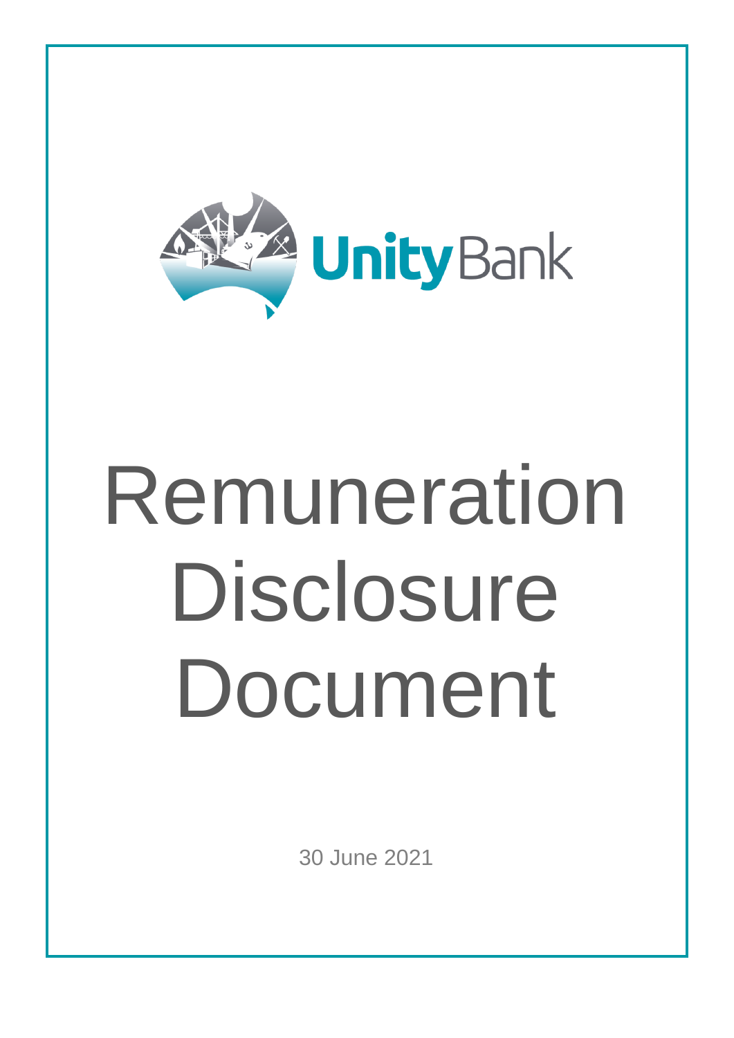UnityBank

# Remuneration Disclosure Document

30 June 2021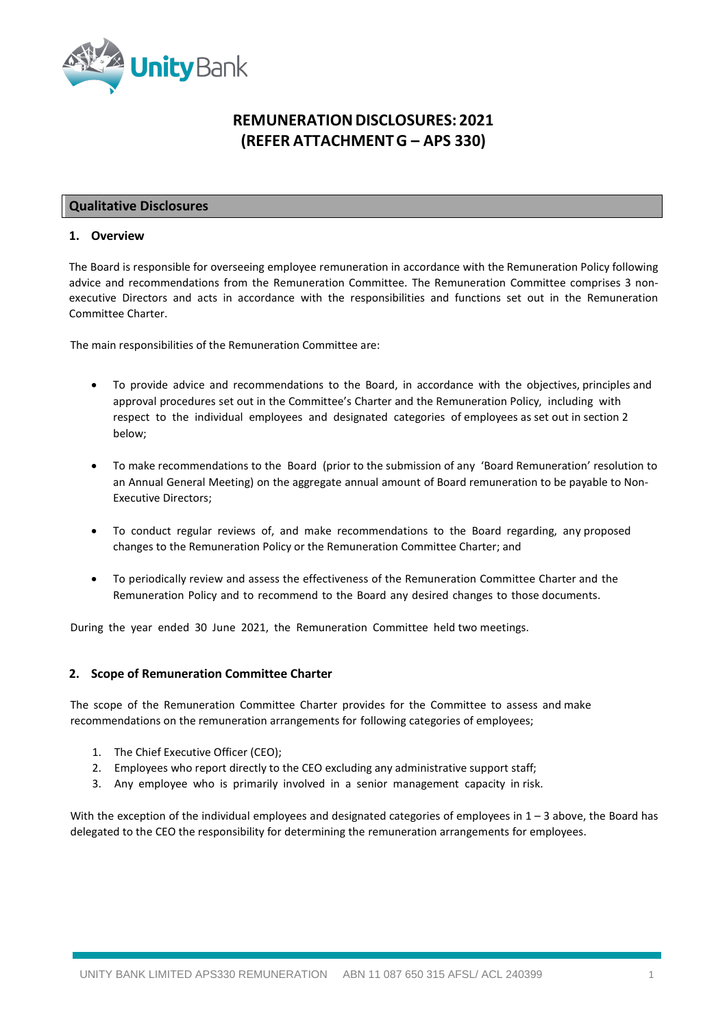# REMUNERATION DISCLOSURES: 2021
# (REFER ATTACHMENT G – APS 330)

## Qualitative Disclosures

### 1. Overview

The Board is responsible for overseeing employee remuneration in accordance with the Remuneration Policy following advice and recommendations from the Remuneration Committee. The Remuneration Committee comprises 3 non-executive Directors and acts in accordance with the responsibilities and functions set out in the Remuneration Committee Charter.

The main responsibilities of the Remuneration Committee are:

- To provide advice and recommendations to the Board, in accordance with the objectives, principles and approval procedures set out in the Committee's Charter and the Remuneration Policy, including with respect to the individual employees and designated categories of employees as set out in section 2 below;
- To make recommendations to the Board (prior to the submission of any 'Board Remuneration' resolution to an Annual General Meeting) on the aggregate annual amount of Board remuneration to be payable to Non-Executive Directors;
- To conduct regular reviews of, and make recommendations to the Board regarding, any proposed changes to the Remuneration Policy or the Remuneration Committee Charter; and
- To periodically review and assess the effectiveness of the Remuneration Committee Charter and the Remuneration Policy and to recommend to the Board any desired changes to those documents.

During the year ended 30 June 2021, the Remuneration Committee held two meetings.

### 2. Scope of Remuneration Committee Charter

The scope of the Remuneration Committee Charter provides for the Committee to assess and make recommendations on the remuneration arrangements for following categories of employees;

1. The Chief Executive Officer (CEO);
2. Employees who report directly to the CEO excluding any administrative support staff;
3. Any employee who is primarily involved in a senior management capacity in risk.

With the exception of the individual employees and designated categories of employees in 1 – 3 above, the Board has delegated to the CEO the responsibility for determining the remuneration arrangements for employees.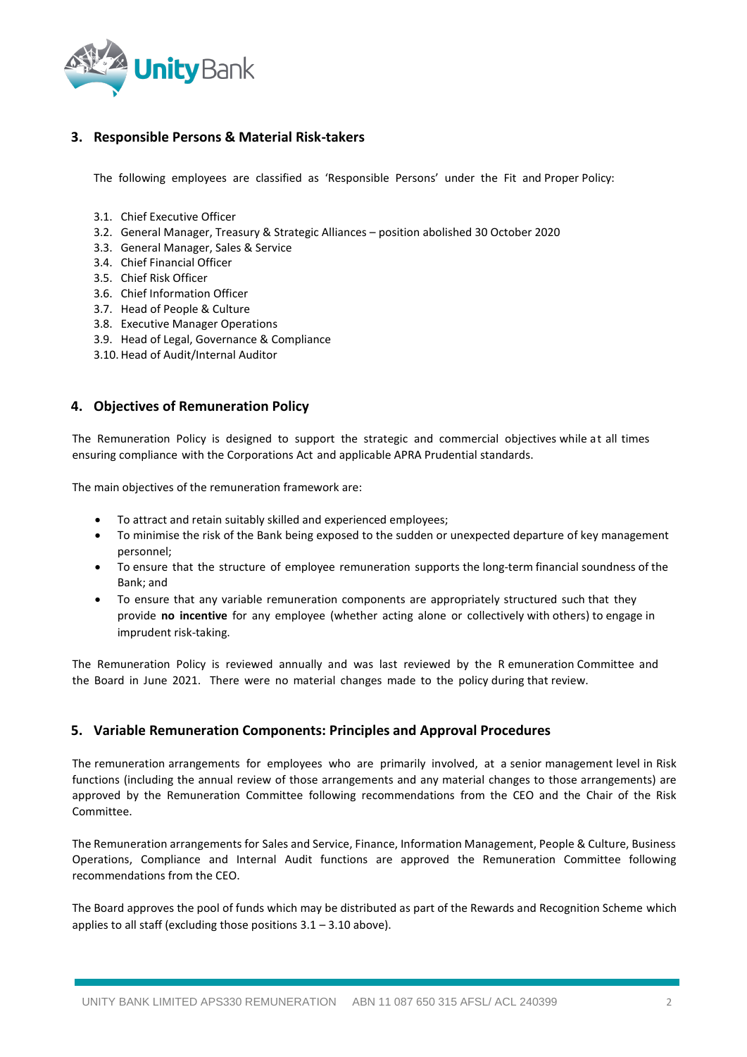## 3. Responsible Persons & Material Risk-takers

The following employees are classified as 'Responsible Persons' under the Fit and Proper Policy:

3.1. Chief Executive Officer
3.2. General Manager, Treasury & Strategic Alliances – position abolished 30 October 2020
3.3. General Manager, Sales & Service
3.4. Chief Financial Officer
3.5. Chief Risk Officer
3.6. Chief Information Officer
3.7. Head of People & Culture
3.8. Executive Manager Operations
3.9. Head of Legal, Governance & Compliance
3.10. Head of Audit/Internal Auditor

## 4. Objectives of Remuneration Policy

The Remuneration Policy is designed to support the strategic and commercial objectives while at all times ensuring compliance with the Corporations Act and applicable APRA Prudential standards.

The main objectives of the remuneration framework are:

- To attract and retain suitably skilled and experienced employees;
- To minimise the risk of the Bank being exposed to the sudden or unexpected departure of key management personnel;
- To ensure that the structure of employee remuneration supports the long-term financial soundness of the Bank; and
- To ensure that any variable remuneration components are appropriately structured such that they provide **no incentive** for any employee (whether acting alone or collectively with others) to engage in imprudent risk-taking.

The Remuneration Policy is reviewed annually and was last reviewed by the Remuneration Committee and the Board in June 2021. There were no material changes made to the policy during that review.

## 5. Variable Remuneration Components: Principles and Approval Procedures

The remuneration arrangements for employees who are primarily involved, at a senior management level in Risk functions (including the annual review of those arrangements and any material changes to those arrangements) are approved by the Remuneration Committee following recommendations from the CEO and the Chair of the Risk Committee.

The Remuneration arrangements for Sales and Service, Finance, Information Management, People & Culture, Business Operations, Compliance and Internal Audit functions are approved the Remuneration Committee following recommendations from the CEO.

The Board approves the pool of funds which may be distributed as part of the Rewards and Recognition Scheme which applies to all staff (excluding those positions 3.1 – 3.10 above).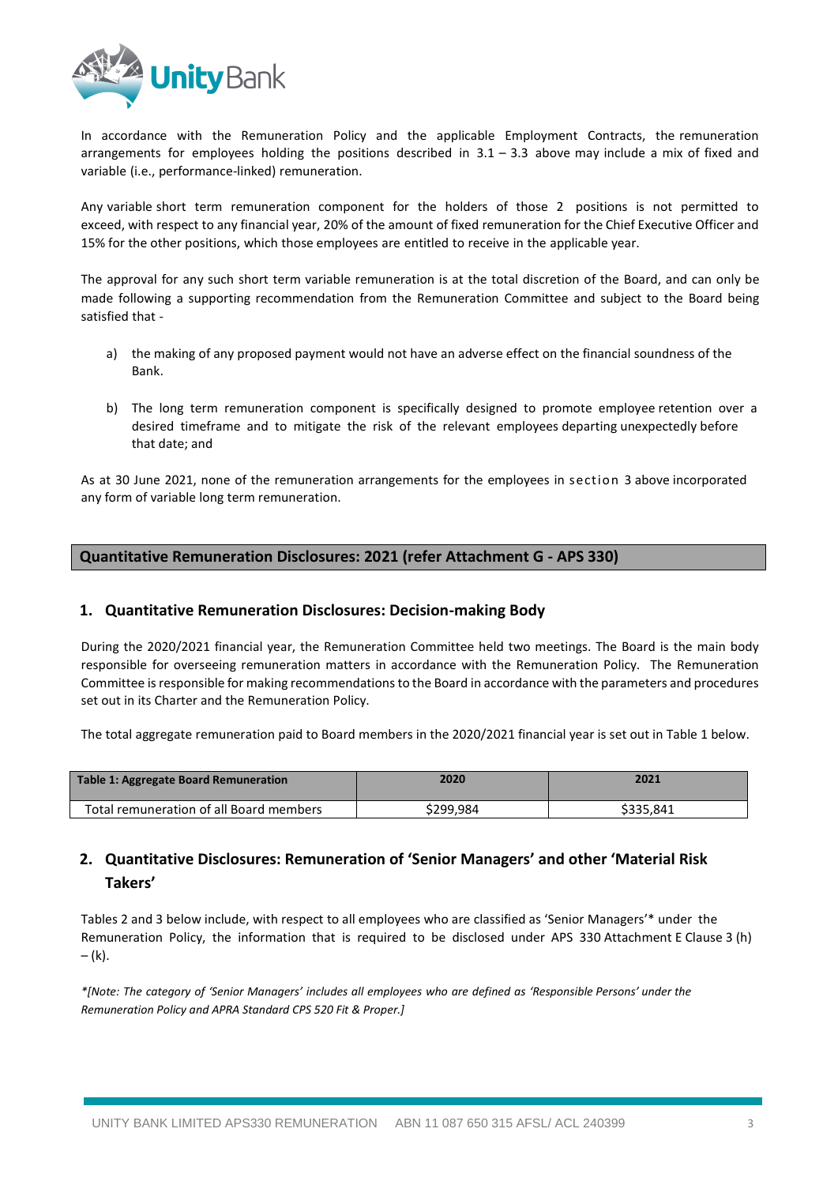In accordance with the Remuneration Policy and the applicable Employment Contracts, the remuneration arrangements for employees holding the positions described in 3.1 – 3.3 above may include a mix of fixed and variable (i.e., performance-linked) remuneration.

Any variable short term remuneration component for the holders of those 2 positions is not permitted to exceed, with respect to any financial year, 20% of the amount of fixed remuneration for the Chief Executive Officer and 15% for the other positions, which those employees are entitled to receive in the applicable year.

The approval for any such short term variable remuneration is at the total discretion of the Board, and can only be made following a supporting recommendation from the Remuneration Committee and subject to the Board being satisfied that -

a) the making of any proposed payment would not have an adverse effect on the financial soundness of the Bank.

b) The long term remuneration component is specifically designed to promote employee retention over a desired timeframe and to mitigate the risk of the relevant employees departing unexpectedly before that date; and

As at 30 June 2021, none of the remuneration arrangements for the employees in section 3 above incorporated any form of variable long term remuneration.

## Quantitative Remuneration Disclosures: 2021 (refer Attachment G - APS 330)

### 1. Quantitative Remuneration Disclosures: Decision-making Body

During the 2020/2021 financial year, the Remuneration Committee held two meetings. The Board is the main body responsible for overseeing remuneration matters in accordance with the Remuneration Policy. The Remuneration Committee is responsible for making recommendations to the Board in accordance with the parameters and procedures set out in its Charter and the Remuneration Policy.

The total aggregate remuneration paid to Board members in the 2020/2021 financial year is set out in Table 1 below.

| Table 1: Aggregate Board Remuneration | 2020 | 2021 |
| --- | --- | --- |
| Total remuneration of all Board members | $299,984 | $335,841 |

### 2. Quantitative Disclosures: Remuneration of 'Senior Managers' and other 'Material Risk Takers'

Tables 2 and 3 below include, with respect to all employees who are classified as 'Senior Managers'* under the Remuneration Policy, the information that is required to be disclosed under APS 330 Attachment E Clause 3 (h) – (k).

*\*[Note: The category of 'Senior Managers' includes all employees who are defined as 'Responsible Persons' under the Remuneration Policy and APRA Standard CPS 520 Fit & Proper.]*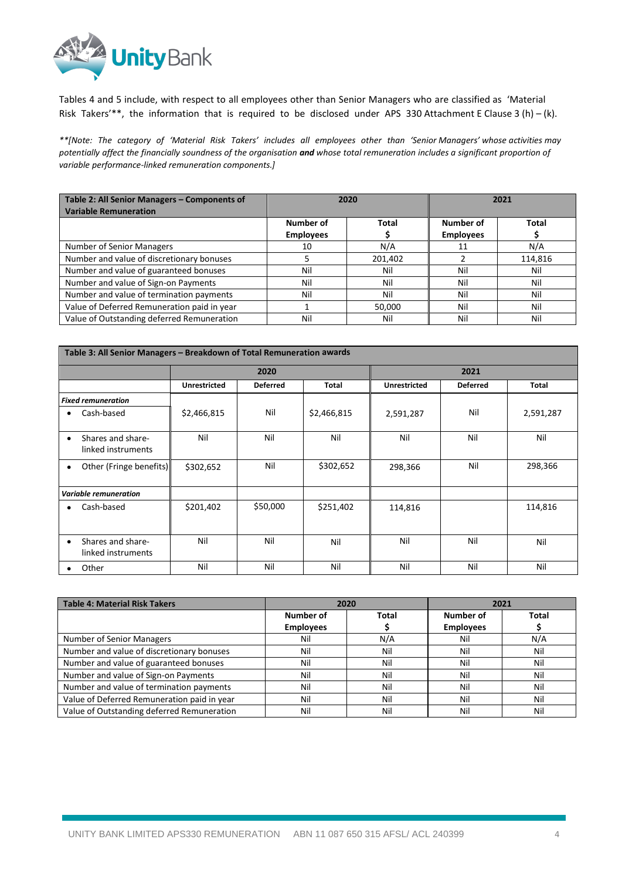Tables 4 and 5 include, with respect to all employees other than Senior Managers who are classified as 'Material Risk Takers'**, the information that is required to be disclosed under APS 330 Attachment E Clause 3 (h) – (k).

*\*\*[Note: The category of 'Material Risk Takers' includes all employees other than 'Senior Managers' whose activities may potentially affect the financially soundness of the organisation **and** whose total remuneration includes a significant proportion of variable performance-linked remuneration components.]*

| Table 2: All Senior Managers – Components of Variable Remuneration | 2020 | | 2021 | |
|---|---|---|---|---|
| | Number of Employees | Total $ | Number of Employees | Total $ |
| Number of Senior Managers | 10 | N/A | 11 | N/A |
| Number and value of discretionary bonuses | 5 | 201,402 | 2 | 114,816 |
| Number and value of guaranteed bonuses | Nil | Nil | Nil | Nil |
| Number and value of Sign-on Payments | Nil | Nil | Nil | Nil |
| Number and value of termination payments | Nil | Nil | Nil | Nil |
| Value of Deferred Remuneration paid in year | 1 | 50,000 | Nil | Nil |
| Value of Outstanding deferred Remuneration | Nil | Nil | Nil | Nil |

| Table 3: All Senior Managers – Breakdown of Total Remuneration awards | | | | | | |
|---|---|---|---|---|---|---|
| | 2020 | | | 2021 | | |
| | Unrestricted | Deferred | Total | Unrestricted | Deferred | Total |
| ***Fixed remuneration*** | | | | | | |
| • Cash-based | $2,466,815 | Nil | $2,466,815 | 2,591,287 | Nil | 2,591,287 |
| • Shares and share-linked instruments | Nil | Nil | Nil | Nil | Nil | Nil |
| • Other (Fringe benefits) | $302,652 | Nil | $302,652 | 298,366 | Nil | 298,366 |
| ***Variable remuneration*** | | | | | | |
| • Cash-based | $201,402 | $50,000 | $251,402 | 114,816 | | 114,816 |
| • Shares and share-linked instruments | Nil | Nil | Nil | Nil | Nil | Nil |
| • Other | Nil | Nil | Nil | Nil | Nil | Nil |

| Table 4: Material Risk Takers | 2020 | | 2021 | |
|---|---|---|---|---|
| | Number of Employees | Total $ | Number of Employees | Total $ |
| Number of Senior Managers | Nil | N/A | Nil | N/A |
| Number and value of discretionary bonuses | Nil | Nil | Nil | Nil |
| Number and value of guaranteed bonuses | Nil | Nil | Nil | Nil |
| Number and value of Sign-on Payments | Nil | Nil | Nil | Nil |
| Number and value of termination payments | Nil | Nil | Nil | Nil |
| Value of Deferred Remuneration paid in year | Nil | Nil | Nil | Nil |
| Value of Outstanding deferred Remuneration | Nil | Nil | Nil | Nil |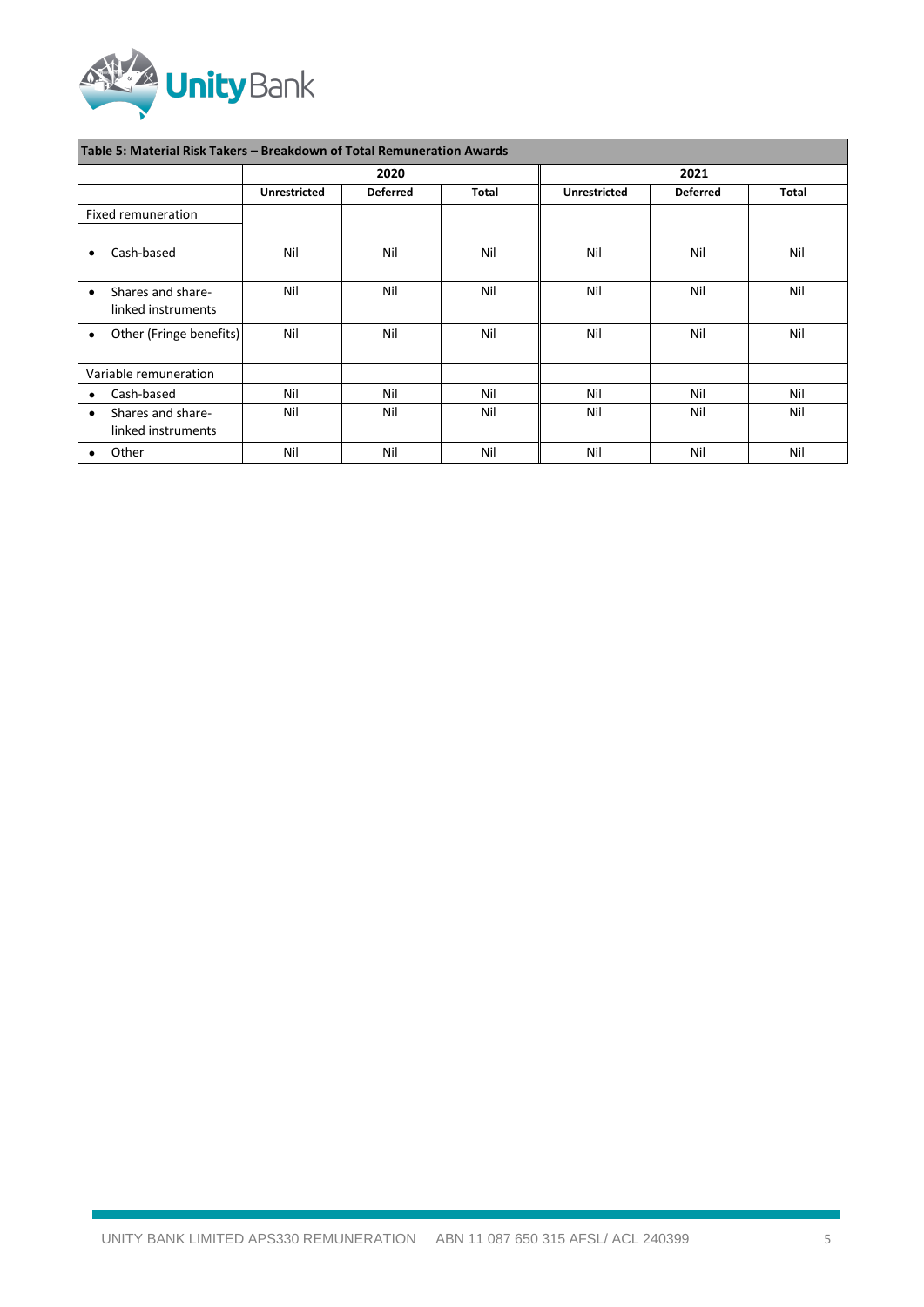| Table 5: Material Risk Takers – Breakdown of Total Remuneration Awards | | | | | | |
|---|---|---|---|---|---|---|
| | 2020 | | | 2021 | | |
| | **Unrestricted** | **Deferred** | **Total** | **Unrestricted** | **Deferred** | **Total** |
| Fixed remuneration | | | | | | |
| • Cash-based | Nil | Nil | Nil | Nil | Nil | Nil |
| • Shares and share-linked instruments | Nil | Nil | Nil | Nil | Nil | Nil |
| • Other (Fringe benefits) | Nil | Nil | Nil | Nil | Nil | Nil |
| Variable remuneration | | | | | | |
| • Cash-based | Nil | Nil | Nil | Nil | Nil | Nil |
| • Shares and share-linked instruments | Nil | Nil | Nil | Nil | Nil | Nil |
| • Other | Nil | Nil | Nil | Nil | Nil | Nil |